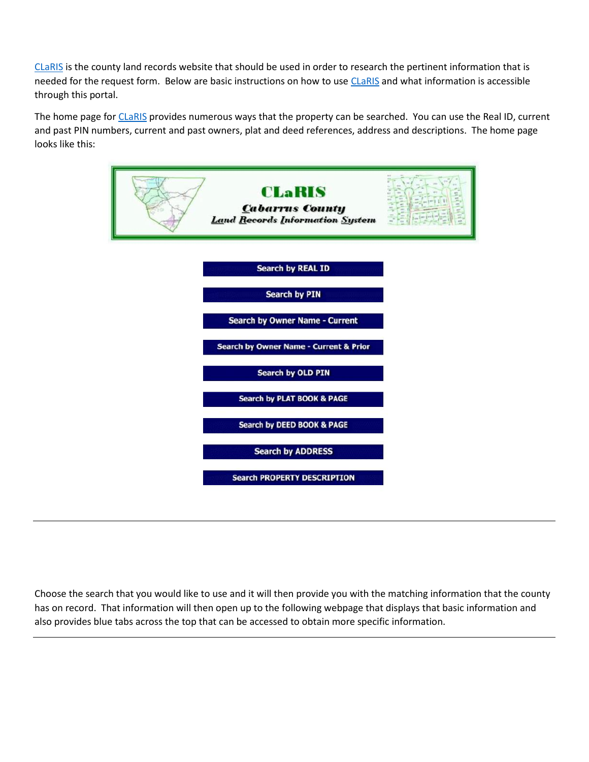CLaRIS is the county land records website that should be used in order to research the pertinent information that is needed for the request form. Below are basic instructions on how to use CLaRIS and what information is accessible through this portal.

The home page for CLaRIS provides numerous ways that the property can be searched. You can use the Real ID, current and past PIN numbers, current and past owners, plat and deed references, address and descriptions. The home page looks like this:

**CLaRIS**

**Cabarrus County**

**Land Records Information System**

- Search by REAL ID
- Search by PIN
- Search by Owner Name - Current
- Search by Owner Name - Current & Prior
- Search by OLD PIN
- Search by PLAT BOOK & PAGE
- Search by DEED BOOK & PAGE
- Search by ADDRESS
- Search PROPERTY DESCRIPTION

---

Choose the search that you would like to use and it will then provide you with the matching information that the county has on record. That information will then open up to the following webpage that displays that basic information and also provides blue tabs across the top that can be accessed to obtain more specific information.

---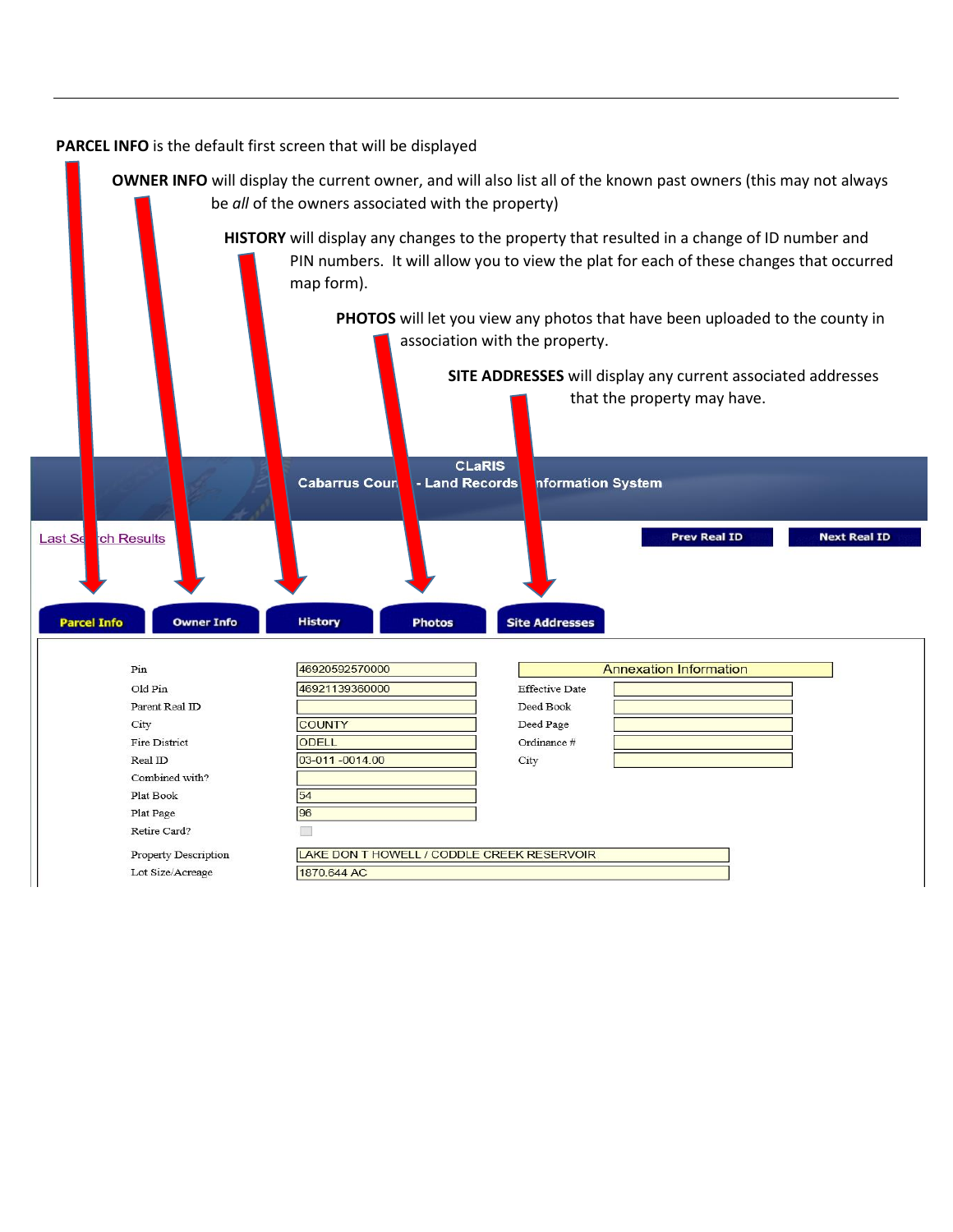**PARCEL INFO** is the default first screen that will be displayed

**OWNER INFO** will display the current owner, and will also list all of the known past owners (this may not always be *all* of the owners associated with the property)

**HISTORY** will display any changes to the property that resulted in a change of ID number and PIN numbers. It will allow you to view the plat for each of these changes that occurred map form).

**PHOTOS** will let you view any photos that have been uploaded to the county in association with the property.

**SITE ADDRESSES** will display any current associated addresses that the property may have.

CLaRIS
Cabarrus County - Land Records Information System

Last Search Results

Prev Real ID | Next Real ID

Parcel Info | Owner Info | History | Photos | Site Addresses

| Field | Value |
| --- | --- |
| Pin | 46920592570000 |
| Old Pin | 46921139360000 |
| Parent Real ID | |
| City | COUNTY |
| Fire District | ODELL |
| Real ID | 03-011 -0014.00 |
| Combined with? | |
| Plat Book | 54 |
| Plat Page | 96 |
| Retire Card? | |
| Property Description | LAKE DON T HOWELL / CODDLE CREEK RESERVOIR |
| Lot Size/Acreage | 1870.644 AC |

| Annexation Information | |
| --- | --- |
| Effective Date | |
| Deed Book | |
| Deed Page | |
| Ordinance # | |
| City | |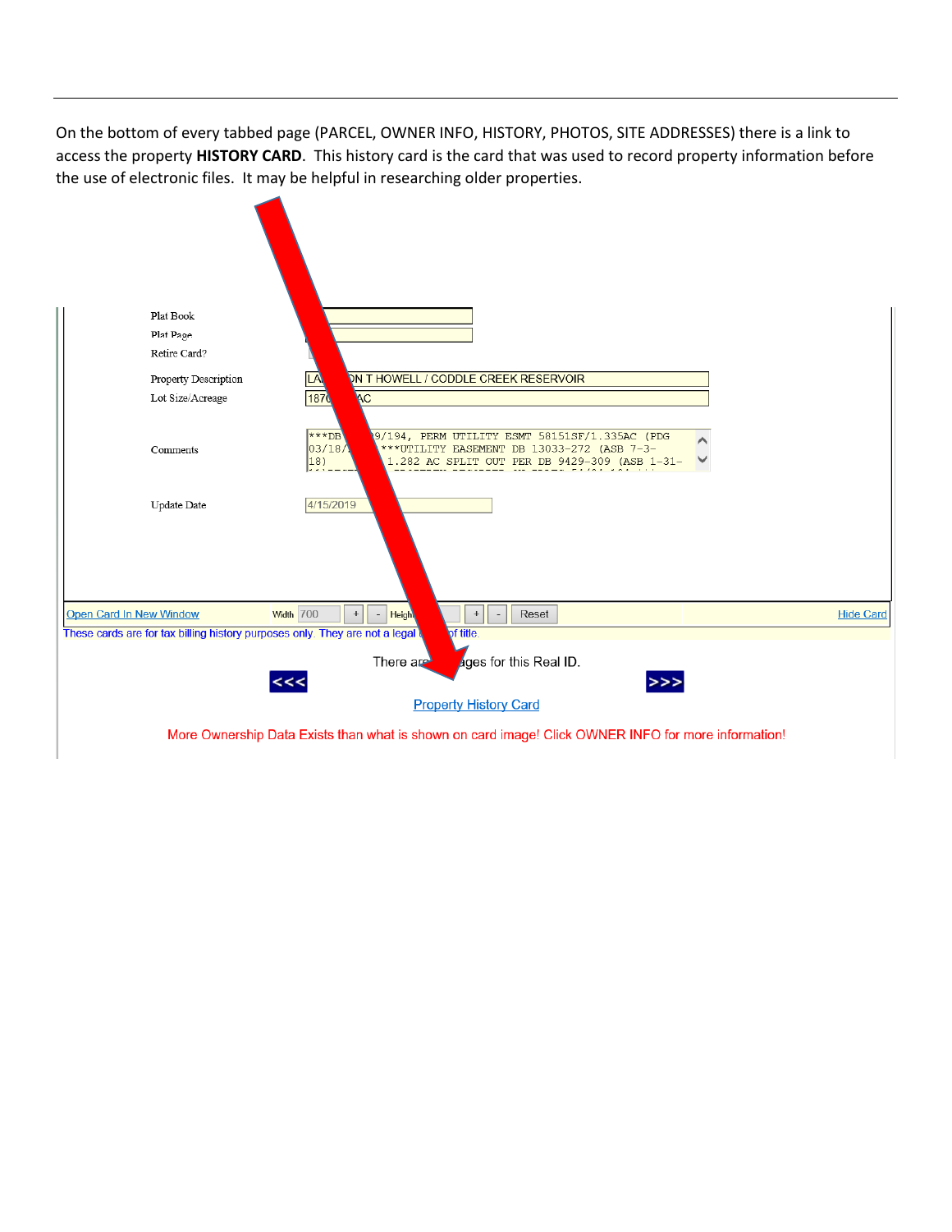On the bottom of every tabbed page (PARCEL, OWNER INFO, HISTORY, PHOTOS, SITE ADDRESSES) there is a link to access the property **HISTORY CARD**. This history card is the card that was used to record property information before the use of electronic files. It may be helpful in researching older properties.

Plat Book

Plat Page

Retire Card?

Property Description — LA... ON T HOWELL / CODDLE CREEK RESERVOIR

Lot Size/Acreage — 1870... AC

Comments — ***DB ...9/194, PERM UTILITY ESMT 58151SF/1.335AC (PDG 03/18/1... ***UTILITY EASEMENT DB 13033-272 (ASB 7-3-18) ... 1.282 AC SPLIT OUT PER DB 9429-309 (ASB 1-31-

Update Date — 4/15/2019

Open Card In New Window | Width 700 + - | Height ... + - | Reset | Hide Card

These cards are for tax billing history purposes only. They are not a legal ... of title.

There are ...ages for this Real ID.

<<< >>>

Property History Card

More Ownership Data Exists than what is shown on card image! Click OWNER INFO for more information!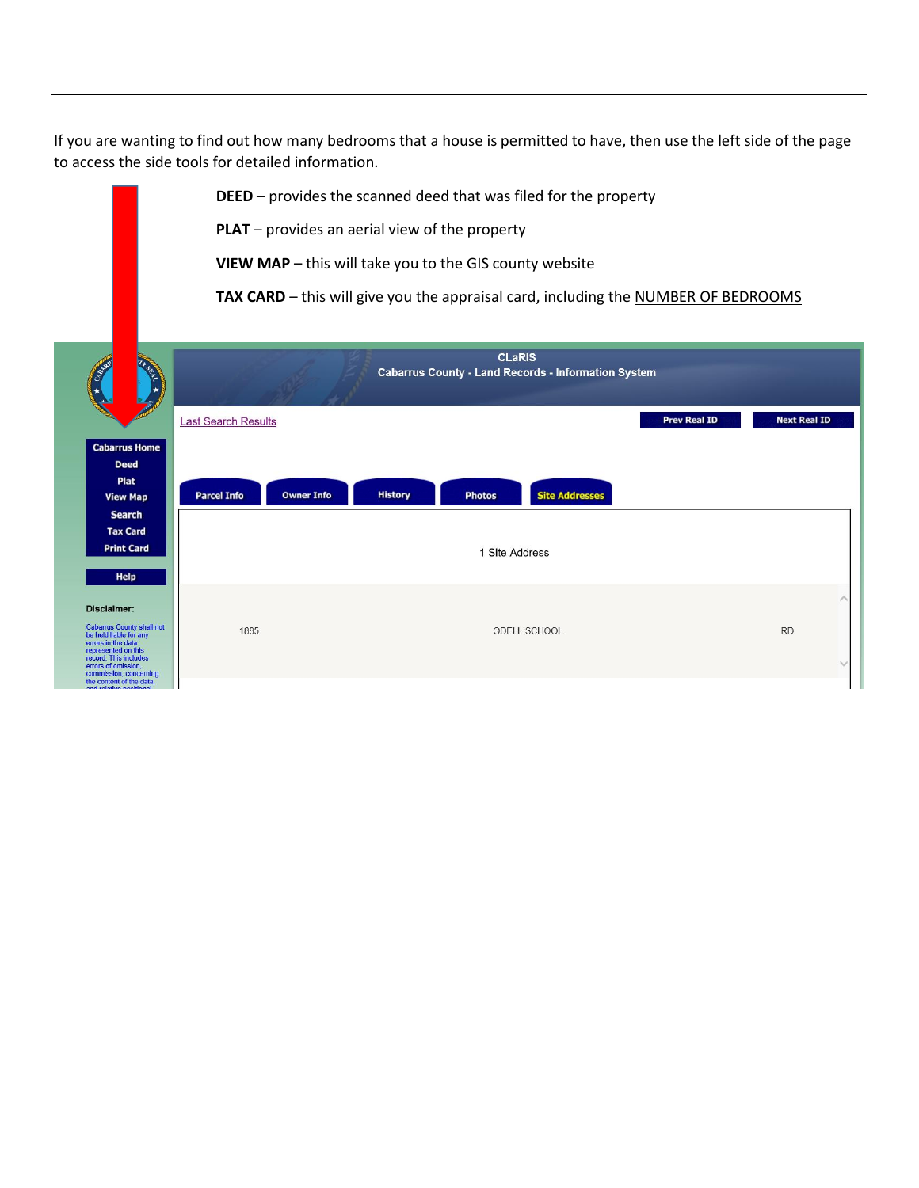If you are wanting to find out how many bedrooms that a house is permitted to have, then use the left side of the page to access the side tools for detailed information.

**DEED** – provides the scanned deed that was filed for the property

**PLAT** – provides an aerial view of the property

**VIEW MAP** – this will take you to the GIS county website

**TAX CARD** – this will give you the appraisal card, including the NUMBER OF BEDROOMS

CLaRIS
Cabarrus County - Land Records - Information System

Last Search Results

Prev Real ID | Next Real ID

Cabarrus Home
Deed
Plat
View Map
Search
Tax Card
Print Card

Help

Disclaimer:

Cabarrus County shall not be held liable for any errors in the data represented on this record. This includes errors of omission, commission, concerning the content of the data, and relative positional

Parcel Info | Owner Info | History | Photos | Site Addresses

1 Site Address

| | | |
|---|---|---|
| 1885 | ODELL SCHOOL | RD |